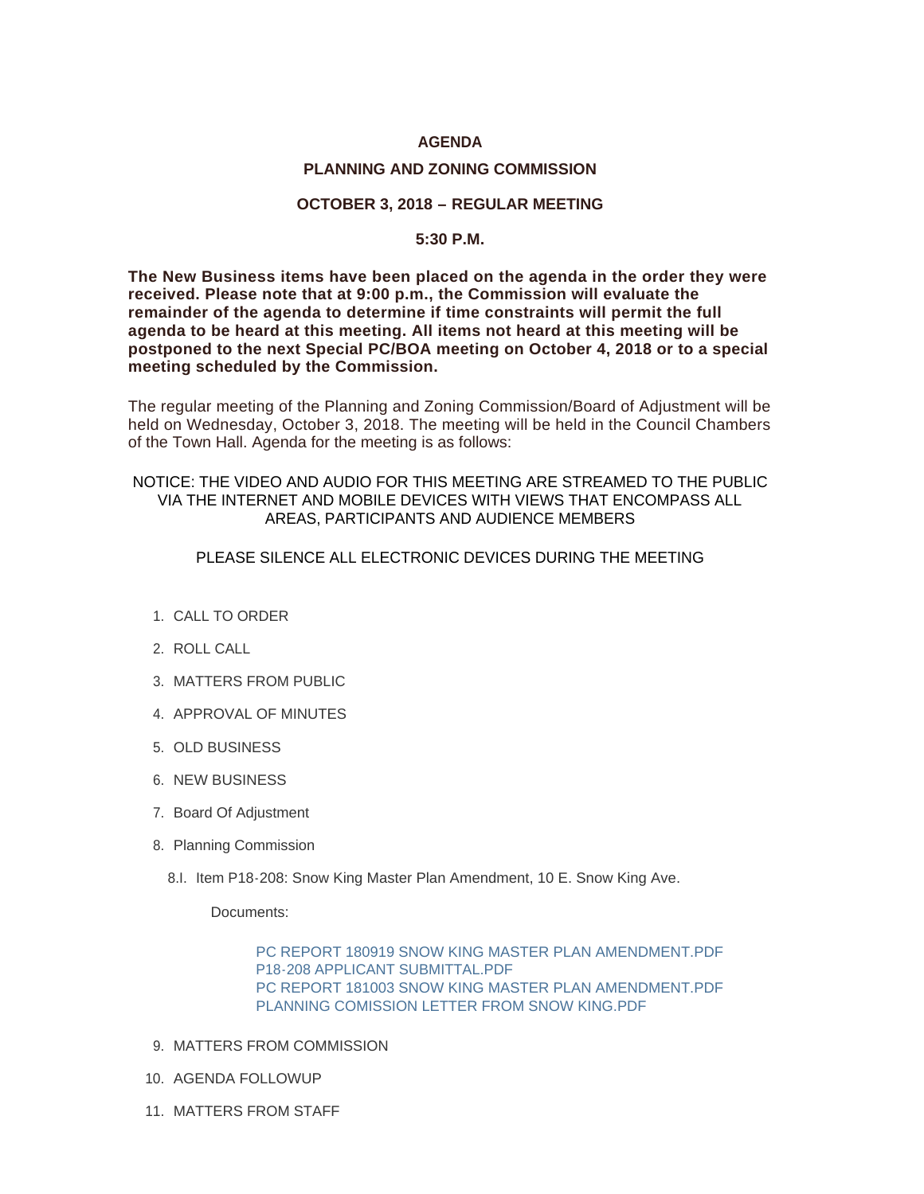# AGENDA

## PLANNING AND ZONING COMMISSION

### OCTOBER 3, 2018 – REGULAR MEETING

### 5:30 P.M.

**The New Business items have been placed on the agenda in the order they were received. Please note that at 9:00 p.m., the Commission will evaluate the remainder of the agenda to determine if time constraints will permit the full agenda to be heard at this meeting. All items not heard at this meeting will be postponed to the next Special PC/BOA meeting on October 4, 2018 or to a special meeting scheduled by the Commission.**

The regular meeting of the Planning and Zoning Commission/Board of Adjustment will be held on Wednesday, October 3, 2018. The meeting will be held in the Council Chambers of the Town Hall. Agenda for the meeting is as follows:

NOTICE: THE VIDEO AND AUDIO FOR THIS MEETING ARE STREAMED TO THE PUBLIC VIA THE INTERNET AND MOBILE DEVICES WITH VIEWS THAT ENCOMPASS ALL AREAS, PARTICIPANTS AND AUDIENCE MEMBERS

PLEASE SILENCE ALL ELECTRONIC DEVICES DURING THE MEETING

1. CALL TO ORDER
2. ROLL CALL
3. MATTERS FROM PUBLIC
4. APPROVAL OF MINUTES
5. OLD BUSINESS
6. NEW BUSINESS
7. Board Of Adjustment
8. Planning Commission
   - 8.I. Item P18-208: Snow King Master Plan Amendment, 10 E. Snow King Ave.

     Documents:

     PC REPORT 180919 SNOW KING MASTER PLAN AMENDMENT.PDF
     P18-208 APPLICANT SUBMITTAL.PDF
     PC REPORT 181003 SNOW KING MASTER PLAN AMENDMENT.PDF
     PLANNING COMISSION LETTER FROM SNOW KING.PDF

9. MATTERS FROM COMMISSION
10. AGENDA FOLLOWUP
11. MATTERS FROM STAFF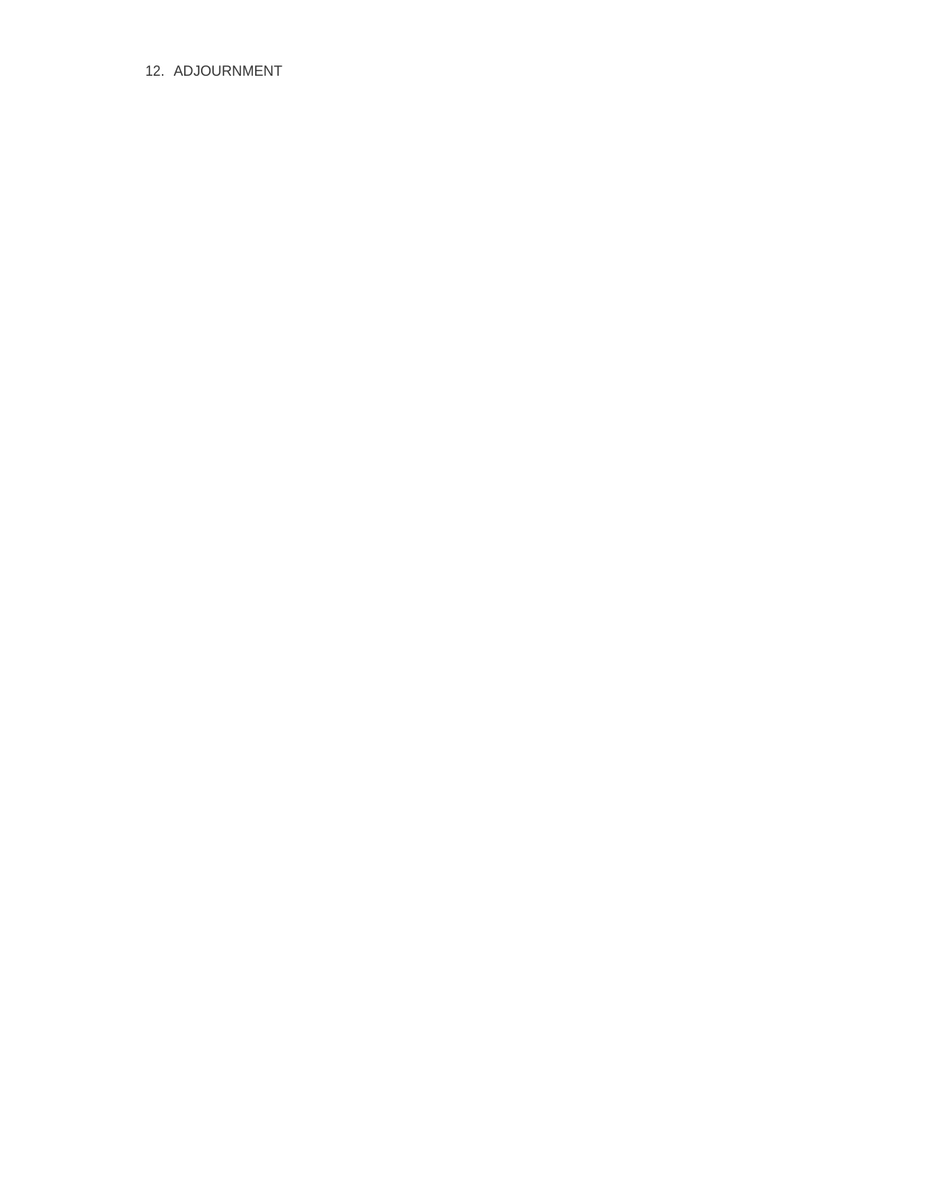12. ADJOURNMENT